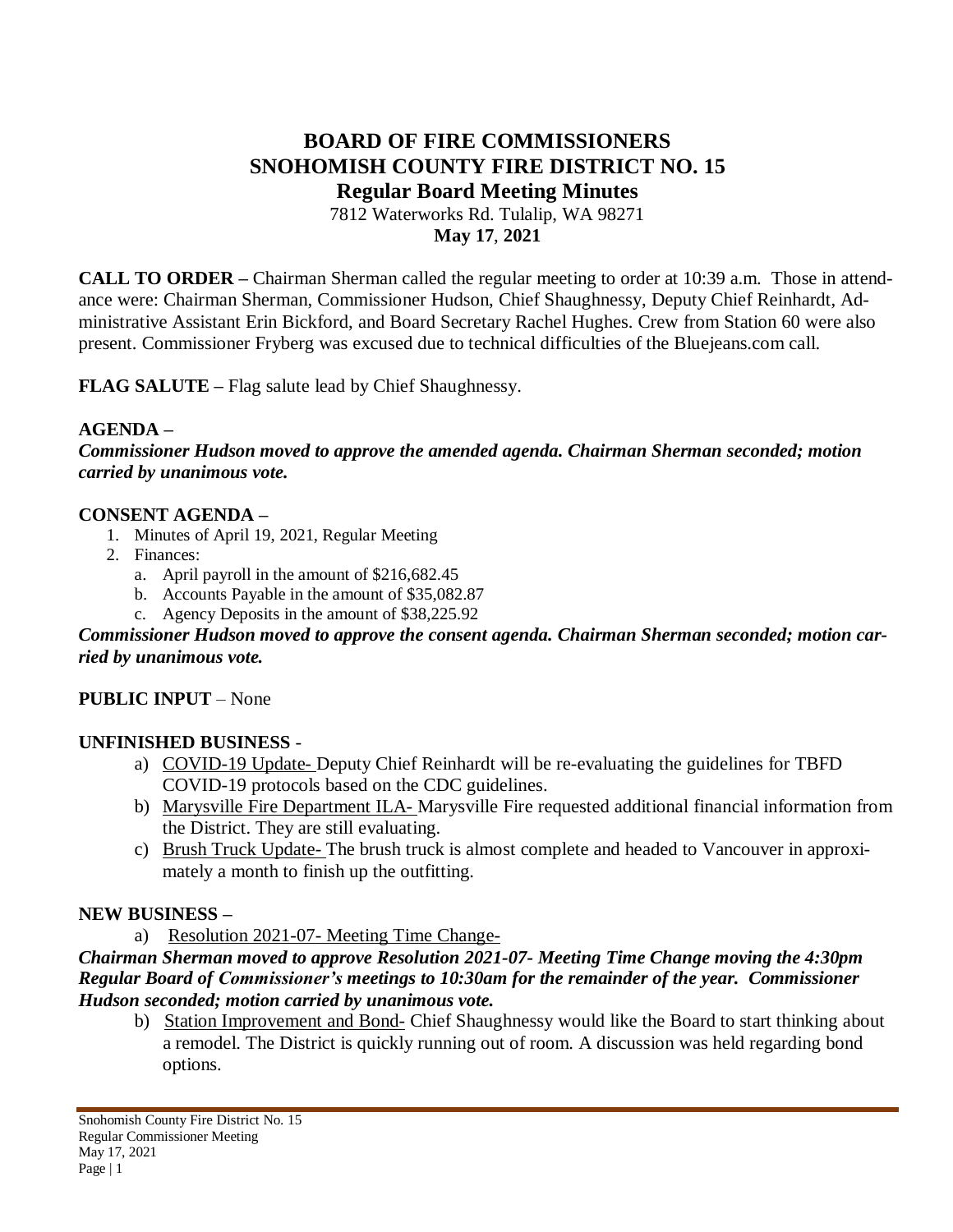# BOARD OF FIRE COMMISSIONERS
# SNOHOMISH COUNTY FIRE DISTRICT NO. 15
## Regular Board Meeting Minutes

7812 Waterworks Rd. Tulalip, WA 98271
**May 17, 2021**

**CALL TO ORDER –** Chairman Sherman called the regular meeting to order at 10:39 a.m. Those in attendance were: Chairman Sherman, Commissioner Hudson, Chief Shaughnessy, Deputy Chief Reinhardt, Administrative Assistant Erin Bickford, and Board Secretary Rachel Hughes. Crew from Station 60 were also present. Commissioner Fryberg was excused due to technical difficulties of the Bluejeans.com call.

**FLAG SALUTE –** Flag salute lead by Chief Shaughnessy.

**AGENDA –**

***Commissioner Hudson moved to approve the amended agenda. Chairman Sherman seconded; motion carried by unanimous vote.***

**CONSENT AGENDA –**

1. Minutes of April 19, 2021, Regular Meeting
2. Finances:
   a. April payroll in the amount of $216,682.45
   b. Accounts Payable in the amount of $35,082.87
   c. Agency Deposits in the amount of $38,225.92

***Commissioner Hudson moved to approve the consent agenda. Chairman Sherman seconded; motion carried by unanimous vote.***

**PUBLIC INPUT** – None

**UNFINISHED BUSINESS** -

a) COVID-19 Update- Deputy Chief Reinhardt will be re-evaluating the guidelines for TBFD COVID-19 protocols based on the CDC guidelines.
b) Marysville Fire Department ILA- Marysville Fire requested additional financial information from the District. They are still evaluating.
c) Brush Truck Update- The brush truck is almost complete and headed to Vancouver in approximately a month to finish up the outfitting.

**NEW BUSINESS –**

a) Resolution 2021-07- Meeting Time Change-

***Chairman Sherman moved to approve Resolution 2021-07- Meeting Time Change moving the 4:30pm Regular Board of Commissioner's meetings to 10:30am for the remainder of the year. Commissioner Hudson seconded; motion carried by unanimous vote.***

b) Station Improvement and Bond- Chief Shaughnessy would like the Board to start thinking about a remodel. The District is quickly running out of room. A discussion was held regarding bond options.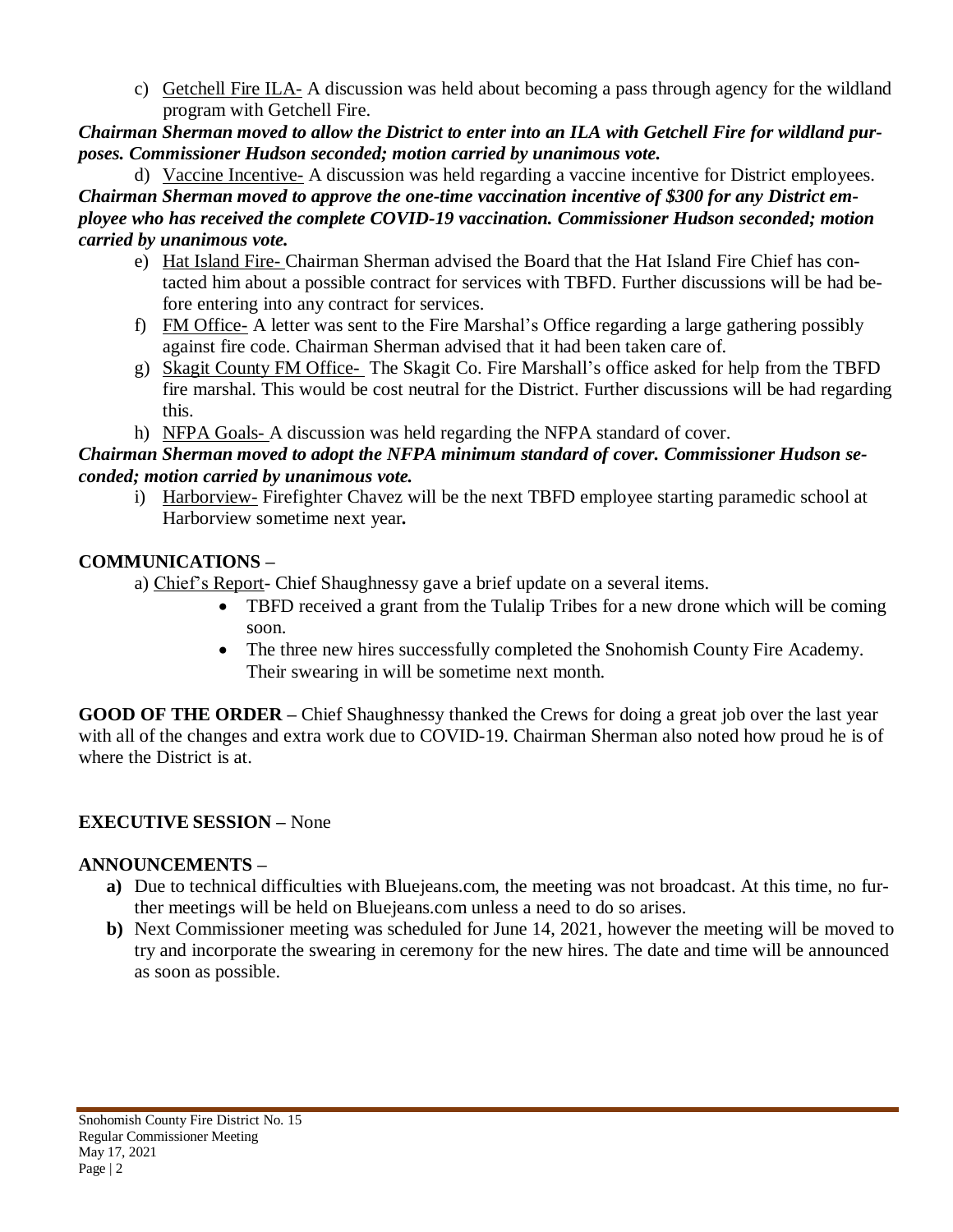c) <u>Getchell Fire ILA-</u> A discussion was held about becoming a pass through agency for the wildland program with Getchell Fire.

***Chairman Sherman moved to allow the District to enter into an ILA with Getchell Fire for wildland purposes. Commissioner Hudson seconded; motion carried by unanimous vote.***

d) <u>Vaccine Incentive-</u> A discussion was held regarding a vaccine incentive for District employees.

***Chairman Sherman moved to approve the one-time vaccination incentive of $300 for any District employee who has received the complete COVID-19 vaccination. Commissioner Hudson seconded; motion carried by unanimous vote.***

e) <u>Hat Island Fire-</u> Chairman Sherman advised the Board that the Hat Island Fire Chief has contacted him about a possible contract for services with TBFD. Further discussions will be had before entering into any contract for services.

f) <u>FM Office-</u> A letter was sent to the Fire Marshal's Office regarding a large gathering possibly against fire code. Chairman Sherman advised that it had been taken care of.

g) <u>Skagit County FM Office-</u> The Skagit Co. Fire Marshall's office asked for help from the TBFD fire marshal. This would be cost neutral for the District. Further discussions will be had regarding this.

h) <u>NFPA Goals-</u> A discussion was held regarding the NFPA standard of cover.

***Chairman Sherman moved to adopt the NFPA minimum standard of cover. Commissioner Hudson seconded; motion carried by unanimous vote.***

i) <u>Harborview-</u> Firefighter Chavez will be the next TBFD employee starting paramedic school at Harborview sometime next year**.**

**COMMUNICATIONS –**

a) <u>Chief's Report</u>- Chief Shaughnessy gave a brief update on a several items.

- TBFD received a grant from the Tulalip Tribes for a new drone which will be coming soon.
- The three new hires successfully completed the Snohomish County Fire Academy. Their swearing in will be sometime next month.

**GOOD OF THE ORDER –** Chief Shaughnessy thanked the Crews for doing a great job over the last year with all of the changes and extra work due to COVID-19. Chairman Sherman also noted how proud he is of where the District is at.

**EXECUTIVE SESSION –** None

**ANNOUNCEMENTS –**

**a)** Due to technical difficulties with Bluejeans.com, the meeting was not broadcast. At this time, no further meetings will be held on Bluejeans.com unless a need to do so arises.

**b)** Next Commissioner meeting was scheduled for June 14, 2021, however the meeting will be moved to try and incorporate the swearing in ceremony for the new hires. The date and time will be announced as soon as possible.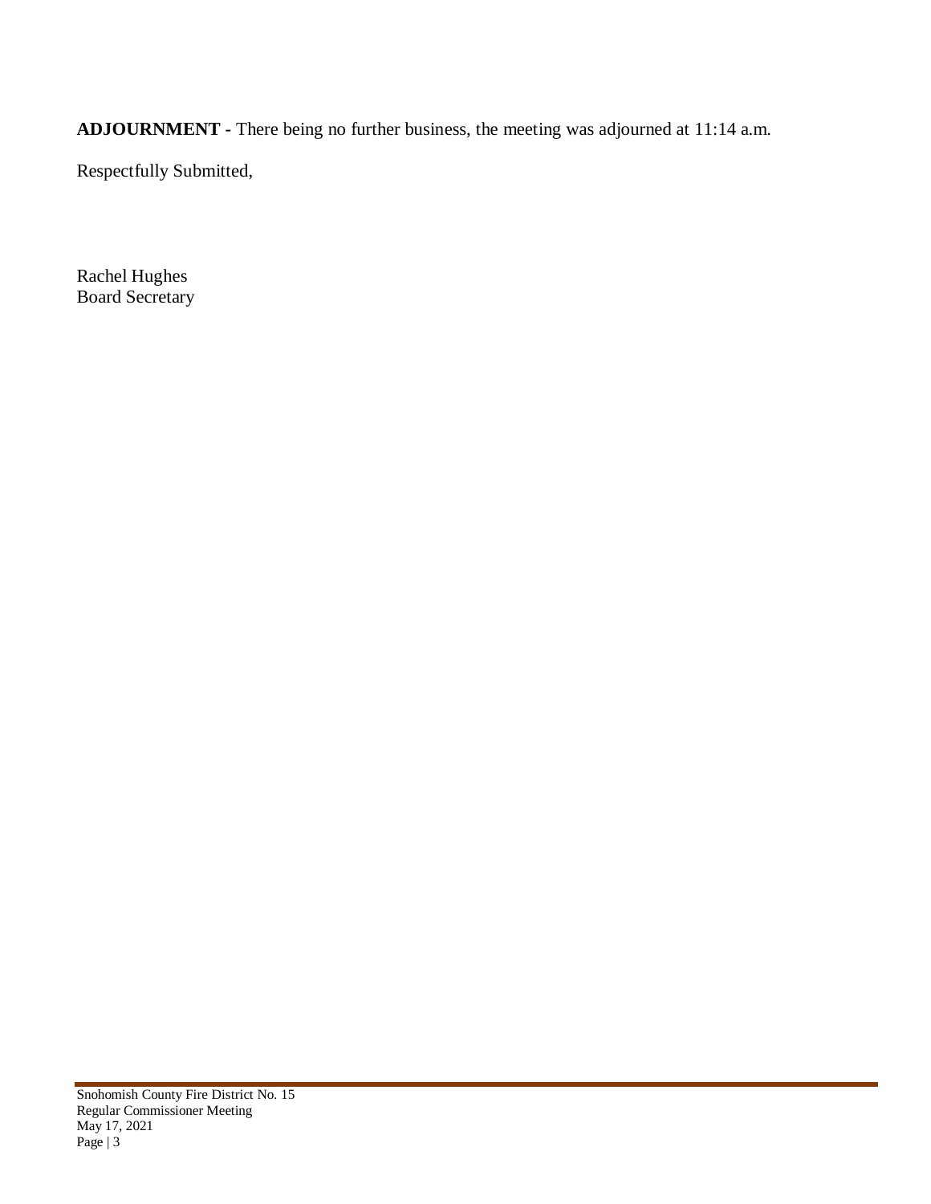**ADJOURNMENT -** There being no further business, the meeting was adjourned at 11:14 a.m.

Respectfully Submitted,

Rachel Hughes
Board Secretary